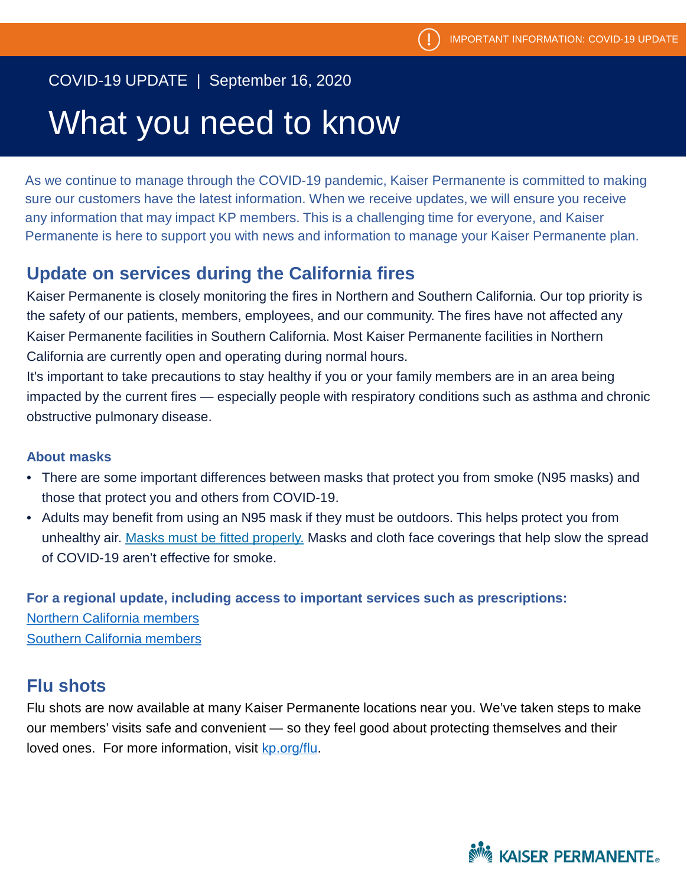IMPORTANT INFORMATION: COVID-19 UPDATE

COVID-19 UPDATE | September 16, 2020

# What you need to know

As we continue to manage through the COVID-19 pandemic, Kaiser Permanente is committed to making sure our customers have the latest information. When we receive updates, we will ensure you receive any information that may impact KP members. This is a challenging time for everyone, and Kaiser Permanente is here to support you with news and information to manage your Kaiser Permanente plan.

## Update on services during the California fires

Kaiser Permanente is closely monitoring the fires in Northern and Southern California. Our top priority is the safety of our patients, members, employees, and our community. The fires have not affected any Kaiser Permanente facilities in Southern California. Most Kaiser Permanente facilities in Northern California are currently open and operating during normal hours.

It's important to take precautions to stay healthy if you or your family members are in an area being impacted by the current fires — especially people with respiratory conditions such as asthma and chronic obstructive pulmonary disease.

### About masks

- There are some important differences between masks that protect you from smoke (N95 masks) and those that protect you and others from COVID-19.
- Adults may benefit from using an N95 mask if they must be outdoors. This helps protect you from unhealthy air. Masks must be fitted properly. Masks and cloth face coverings that help slow the spread of COVID-19 aren't effective for smoke.

**For a regional update, including access to important services such as prescriptions:**

Northern California members

Southern California members

## Flu shots

Flu shots are now available at many Kaiser Permanente locations near you. We've taken steps to make our members' visits safe and convenient — so they feel good about protecting themselves and their loved ones. For more information, visit kp.org/flu.

KAISER PERMANENTE®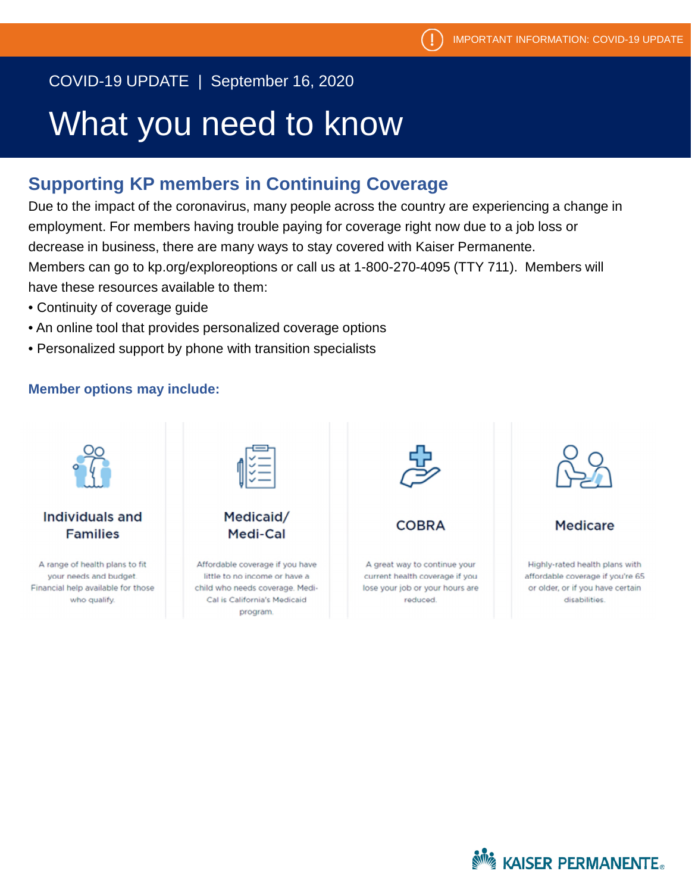IMPORTANT INFORMATION: COVID-19 UPDATE

COVID-19 UPDATE | September 16, 2020

# What you need to know

## Supporting KP members in Continuing Coverage

Due to the impact of the coronavirus, many people across the country are experiencing a change in employment. For members having trouble paying for coverage right now due to a job loss or decrease in business, there are many ways to stay covered with Kaiser Permanente. Members can go to kp.org/exploreoptions or call us at 1-800-270-4095 (TTY 711). Members will have these resources available to them:

- Continuity of coverage guide
- An online tool that provides personalized coverage options
- Personalized support by phone with transition specialists

### Member options may include:

**Individuals and Families**

A range of health plans to fit your needs and budget. Financial help available for those who qualify.

**Medicaid/ Medi-Cal**

Affordable coverage if you have little to no income or have a child who needs coverage. Medi-Cal is California's Medicaid program.

**COBRA**

A great way to continue your current health coverage if you lose your job or your hours are reduced.

**Medicare**

Highly-rated health plans with affordable coverage if you're 65 or older, or if you have certain disabilities.

KAISER PERMANENTE®